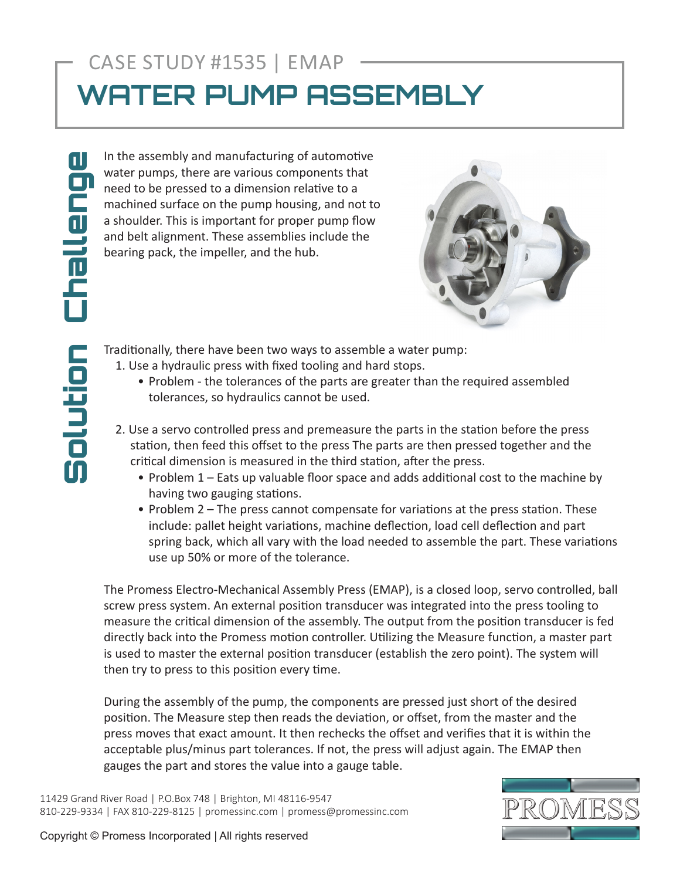CASE STUDY #1535 | EMAP

# WATER PUMP ASSEMBLY

## Challenge

In the assembly and manufacturing of automotive water pumps, there are various components that need to be pressed to a dimension relative to a machined surface on the pump housing, and not to a shoulder. This is important for proper pump flow and belt alignment. These assemblies include the bearing pack, the impeller, and the hub.

## Solution

Traditionally, there have been two ways to assemble a water pump:

1. Use a hydraulic press with fixed tooling and hard stops.
   - Problem - the tolerances of the parts are greater than the required assembled tolerances, so hydraulics cannot be used.
2. Use a servo controlled press and premeasure the parts in the station before the press station, then feed this offset to the press The parts are then pressed together and the critical dimension is measured in the third station, after the press.
   - Problem 1 – Eats up valuable floor space and adds additional cost to the machine by having two gauging stations.
   - Problem 2 – The press cannot compensate for variations at the press station. These include: pallet height variations, machine deflection, load cell deflection and part spring back, which all vary with the load needed to assemble the part. These variations use up 50% or more of the tolerance.

The Promess Electro-Mechanical Assembly Press (EMAP), is a closed loop, servo controlled, ball screw press system. An external position transducer was integrated into the press tooling to measure the critical dimension of the assembly. The output from the position transducer is fed directly back into the Promess motion controller. Utilizing the Measure function, a master part is used to master the external position transducer (establish the zero point). The system will then try to press to this position every time.

During the assembly of the pump, the components are pressed just short of the desired position. The Measure step then reads the deviation, or offset, from the master and the press moves that exact amount. It then rechecks the offset and verifies that it is within the acceptable plus/minus part tolerances. If not, the press will adjust again. The EMAP then gauges the part and stores the value into a gauge table.

11429 Grand River Road | P.O.Box 748 | Brighton, MI 48116-9547
810-229-9334 | FAX 810-229-8125 | promessinc.com | promess@promessinc.com

Copyright © Promess Incorporated | All rights reserved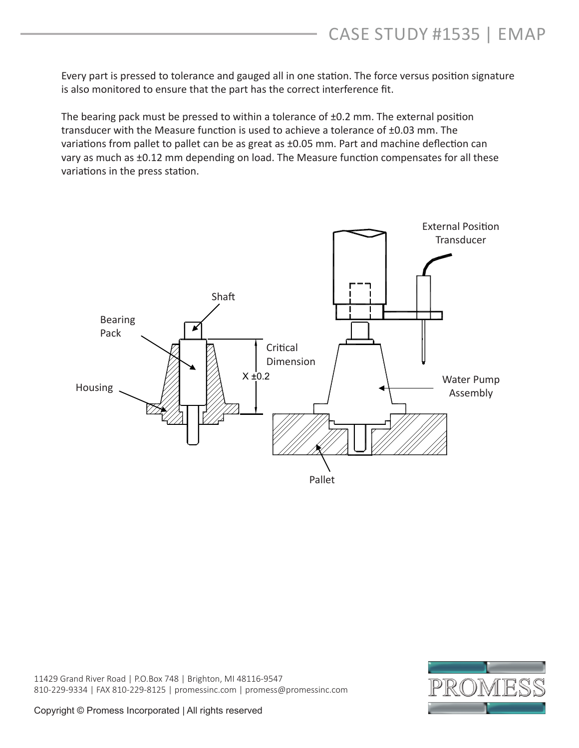Every part is pressed to tolerance and gauged all in one station. The force versus position signature is also monitored to ensure that the part has the correct interference fit.

The bearing pack must be pressed to within a tolerance of ±0.2 mm. The external position transducer with the Measure function is used to achieve a tolerance of ±0.03 mm. The variations from pallet to pallet can be as great as ±0.05 mm. Part and machine deflection can vary as much as ±0.12 mm depending on load. The Measure function compensates for all these variations in the press station.

Shaft

Bearing Pack

Housing

Critical Dimension

X ±0.2

External Position Transducer

Water Pump Assembly

Pallet

11429 Grand River Road | P.O.Box 748 | Brighton, MI 48116-9547
810-229-9334 | FAX 810-229-8125 | promessinc.com | promess@promessinc.com

Copyright © Promess Incorporated | All rights reserved